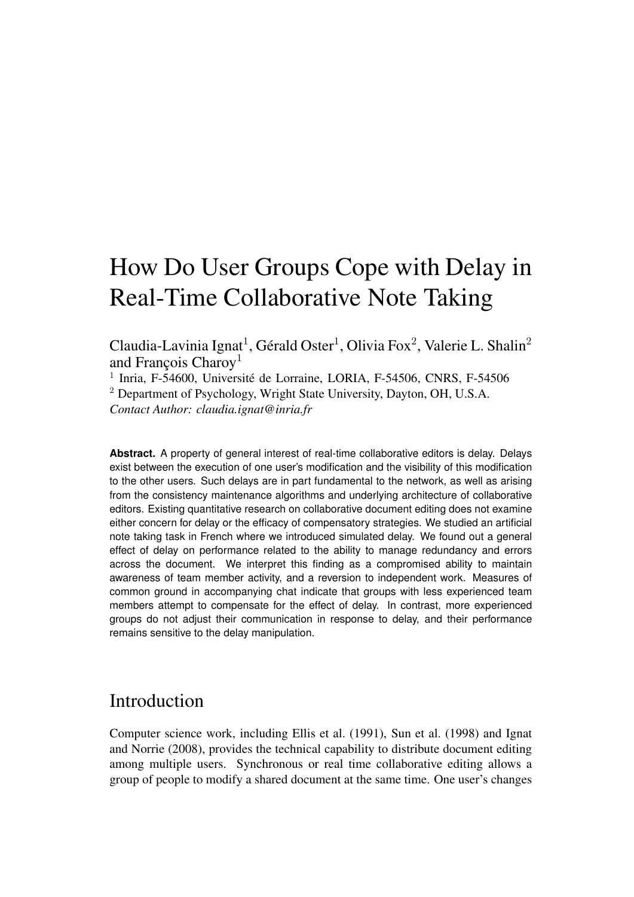# How Do User Groups Cope with Delay in Real-Time Collaborative Note Taking

Claudia-Lavinia Ignat[1], Gérald Oster[1], Olivia Fox[2], Valerie L. Shalin[2] and François Charoy[1]

[1] Inria, F-54600, Université de Lorraine, LORIA, F-54506, CNRS, F-54506

[2] Department of Psychology, Wright State University, Dayton, OH, U.S.A.

*Contact Author: claudia.ignat@inria.fr*

**Abstract.** A property of general interest of real-time collaborative editors is delay. Delays exist between the execution of one user's modification and the visibility of this modification to the other users. Such delays are in part fundamental to the network, as well as arising from the consistency maintenance algorithms and underlying architecture of collaborative editors. Existing quantitative research on collaborative document editing does not examine either concern for delay or the efficacy of compensatory strategies. We studied an artificial note taking task in French where we introduced simulated delay. We found out a general effect of delay on performance related to the ability to manage redundancy and errors across the document. We interpret this finding as a compromised ability to maintain awareness of team member activity, and a reversion to independent work. Measures of common ground in accompanying chat indicate that groups with less experienced team members attempt to compensate for the effect of delay. In contrast, more experienced groups do not adjust their communication in response to delay, and their performance remains sensitive to the delay manipulation.

## Introduction

Computer science work, including Ellis et al. (1991), Sun et al. (1998) and Ignat and Norrie (2008), provides the technical capability to distribute document editing among multiple users. Synchronous or real time collaborative editing allows a group of people to modify a shared document at the same time. One user's changes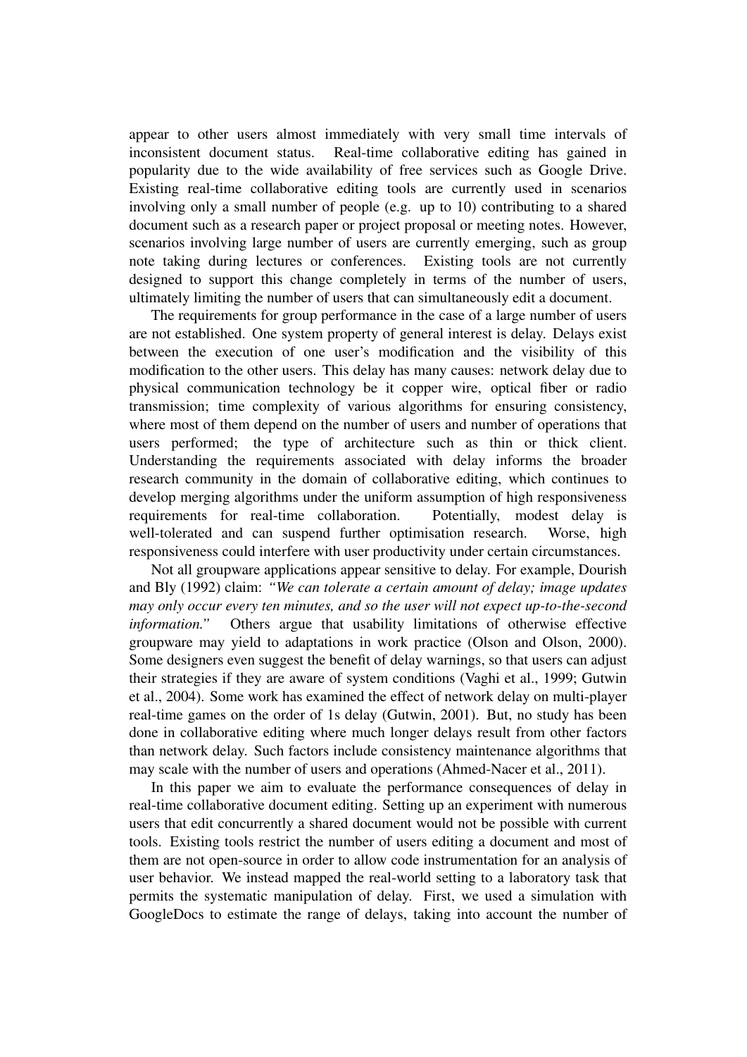appear to other users almost immediately with very small time intervals of inconsistent document status. Real-time collaborative editing has gained in popularity due to the wide availability of free services such as Google Drive. Existing real-time collaborative editing tools are currently used in scenarios involving only a small number of people (e.g. up to 10) contributing to a shared document such as a research paper or project proposal or meeting notes. However, scenarios involving large number of users are currently emerging, such as group note taking during lectures or conferences. Existing tools are not currently designed to support this change completely in terms of the number of users, ultimately limiting the number of users that can simultaneously edit a document.

The requirements for group performance in the case of a large number of users are not established. One system property of general interest is delay. Delays exist between the execution of one user's modification and the visibility of this modification to the other users. This delay has many causes: network delay due to physical communication technology be it copper wire, optical fiber or radio transmission; time complexity of various algorithms for ensuring consistency, where most of them depend on the number of users and number of operations that users performed; the type of architecture such as thin or thick client. Understanding the requirements associated with delay informs the broader research community in the domain of collaborative editing, which continues to develop merging algorithms under the uniform assumption of high responsiveness requirements for real-time collaboration. Potentially, modest delay is well-tolerated and can suspend further optimisation research. Worse, high responsiveness could interfere with user productivity under certain circumstances.

Not all groupware applications appear sensitive to delay. For example, Dourish and Bly (1992) claim: *"We can tolerate a certain amount of delay; image updates may only occur every ten minutes, and so the user will not expect up-to-the-second information."* Others argue that usability limitations of otherwise effective groupware may yield to adaptations in work practice (Olson and Olson, 2000). Some designers even suggest the benefit of delay warnings, so that users can adjust their strategies if they are aware of system conditions (Vaghi et al., 1999; Gutwin et al., 2004). Some work has examined the effect of network delay on multi-player real-time games on the order of 1s delay (Gutwin, 2001). But, no study has been done in collaborative editing where much longer delays result from other factors than network delay. Such factors include consistency maintenance algorithms that may scale with the number of users and operations (Ahmed-Nacer et al., 2011).

In this paper we aim to evaluate the performance consequences of delay in real-time collaborative document editing. Setting up an experiment with numerous users that edit concurrently a shared document would not be possible with current tools. Existing tools restrict the number of users editing a document and most of them are not open-source in order to allow code instrumentation for an analysis of user behavior. We instead mapped the real-world setting to a laboratory task that permits the systematic manipulation of delay. First, we used a simulation with GoogleDocs to estimate the range of delays, taking into account the number of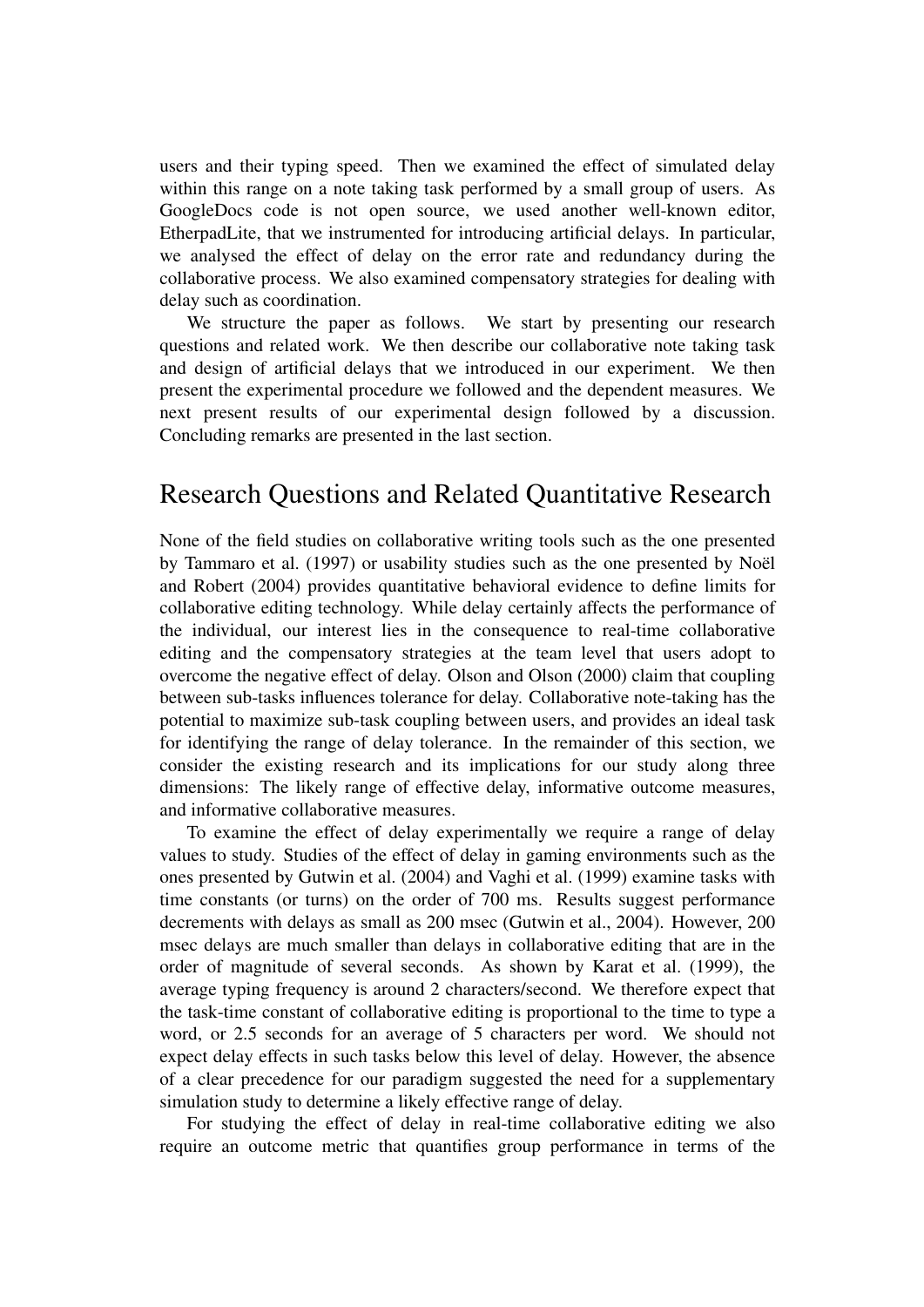users and their typing speed. Then we examined the effect of simulated delay within this range on a note taking task performed by a small group of users. As GoogleDocs code is not open source, we used another well-known editor, EtherpadLite, that we instrumented for introducing artificial delays. In particular, we analysed the effect of delay on the error rate and redundancy during the collaborative process. We also examined compensatory strategies for dealing with delay such as coordination.

We structure the paper as follows. We start by presenting our research questions and related work. We then describe our collaborative note taking task and design of artificial delays that we introduced in our experiment. We then present the experimental procedure we followed and the dependent measures. We next present results of our experimental design followed by a discussion. Concluding remarks are presented in the last section.

## Research Questions and Related Quantitative Research

None of the field studies on collaborative writing tools such as the one presented by Tammaro et al. (1997) or usability studies such as the one presented by Noël and Robert (2004) provides quantitative behavioral evidence to define limits for collaborative editing technology. While delay certainly affects the performance of the individual, our interest lies in the consequence to real-time collaborative editing and the compensatory strategies at the team level that users adopt to overcome the negative effect of delay. Olson and Olson (2000) claim that coupling between sub-tasks influences tolerance for delay. Collaborative note-taking has the potential to maximize sub-task coupling between users, and provides an ideal task for identifying the range of delay tolerance. In the remainder of this section, we consider the existing research and its implications for our study along three dimensions: The likely range of effective delay, informative outcome measures, and informative collaborative measures.

To examine the effect of delay experimentally we require a range of delay values to study. Studies of the effect of delay in gaming environments such as the ones presented by Gutwin et al. (2004) and Vaghi et al. (1999) examine tasks with time constants (or turns) on the order of 700 ms. Results suggest performance decrements with delays as small as 200 msec (Gutwin et al., 2004). However, 200 msec delays are much smaller than delays in collaborative editing that are in the order of magnitude of several seconds. As shown by Karat et al. (1999), the average typing frequency is around 2 characters/second. We therefore expect that the task-time constant of collaborative editing is proportional to the time to type a word, or 2.5 seconds for an average of 5 characters per word. We should not expect delay effects in such tasks below this level of delay. However, the absence of a clear precedence for our paradigm suggested the need for a supplementary simulation study to determine a likely effective range of delay.

For studying the effect of delay in real-time collaborative editing we also require an outcome metric that quantifies group performance in terms of the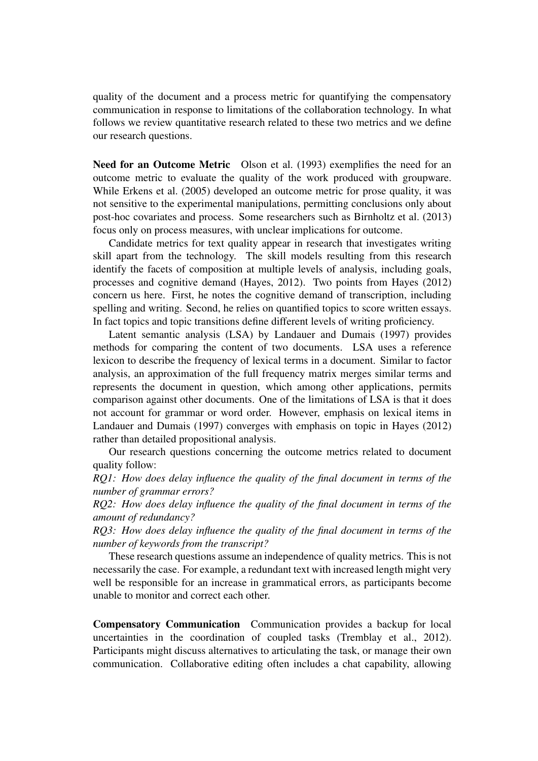quality of the document and a process metric for quantifying the compensatory communication in response to limitations of the collaboration technology. In what follows we review quantitative research related to these two metrics and we define our research questions.

**Need for an Outcome Metric** Olson et al. (1993) exemplifies the need for an outcome metric to evaluate the quality of the work produced with groupware. While Erkens et al. (2005) developed an outcome metric for prose quality, it was not sensitive to the experimental manipulations, permitting conclusions only about post-hoc covariates and process. Some researchers such as Birnholtz et al. (2013) focus only on process measures, with unclear implications for outcome.

Candidate metrics for text quality appear in research that investigates writing skill apart from the technology. The skill models resulting from this research identify the facets of composition at multiple levels of analysis, including goals, processes and cognitive demand (Hayes, 2012). Two points from Hayes (2012) concern us here. First, he notes the cognitive demand of transcription, including spelling and writing. Second, he relies on quantified topics to score written essays. In fact topics and topic transitions define different levels of writing proficiency.

Latent semantic analysis (LSA) by Landauer and Dumais (1997) provides methods for comparing the content of two documents. LSA uses a reference lexicon to describe the frequency of lexical terms in a document. Similar to factor analysis, an approximation of the full frequency matrix merges similar terms and represents the document in question, which among other applications, permits comparison against other documents. One of the limitations of LSA is that it does not account for grammar or word order. However, emphasis on lexical items in Landauer and Dumais (1997) converges with emphasis on topic in Hayes (2012) rather than detailed propositional analysis.

Our research questions concerning the outcome metrics related to document quality follow:

*RQ1: How does delay influence the quality of the final document in terms of the number of grammar errors?*

*RQ2: How does delay influence the quality of the final document in terms of the amount of redundancy?*

*RQ3: How does delay influence the quality of the final document in terms of the number of keywords from the transcript?*

These research questions assume an independence of quality metrics. This is not necessarily the case. For example, a redundant text with increased length might very well be responsible for an increase in grammatical errors, as participants become unable to monitor and correct each other.

**Compensatory Communication** Communication provides a backup for local uncertainties in the coordination of coupled tasks (Tremblay et al., 2012). Participants might discuss alternatives to articulating the task, or manage their own communication. Collaborative editing often includes a chat capability, allowing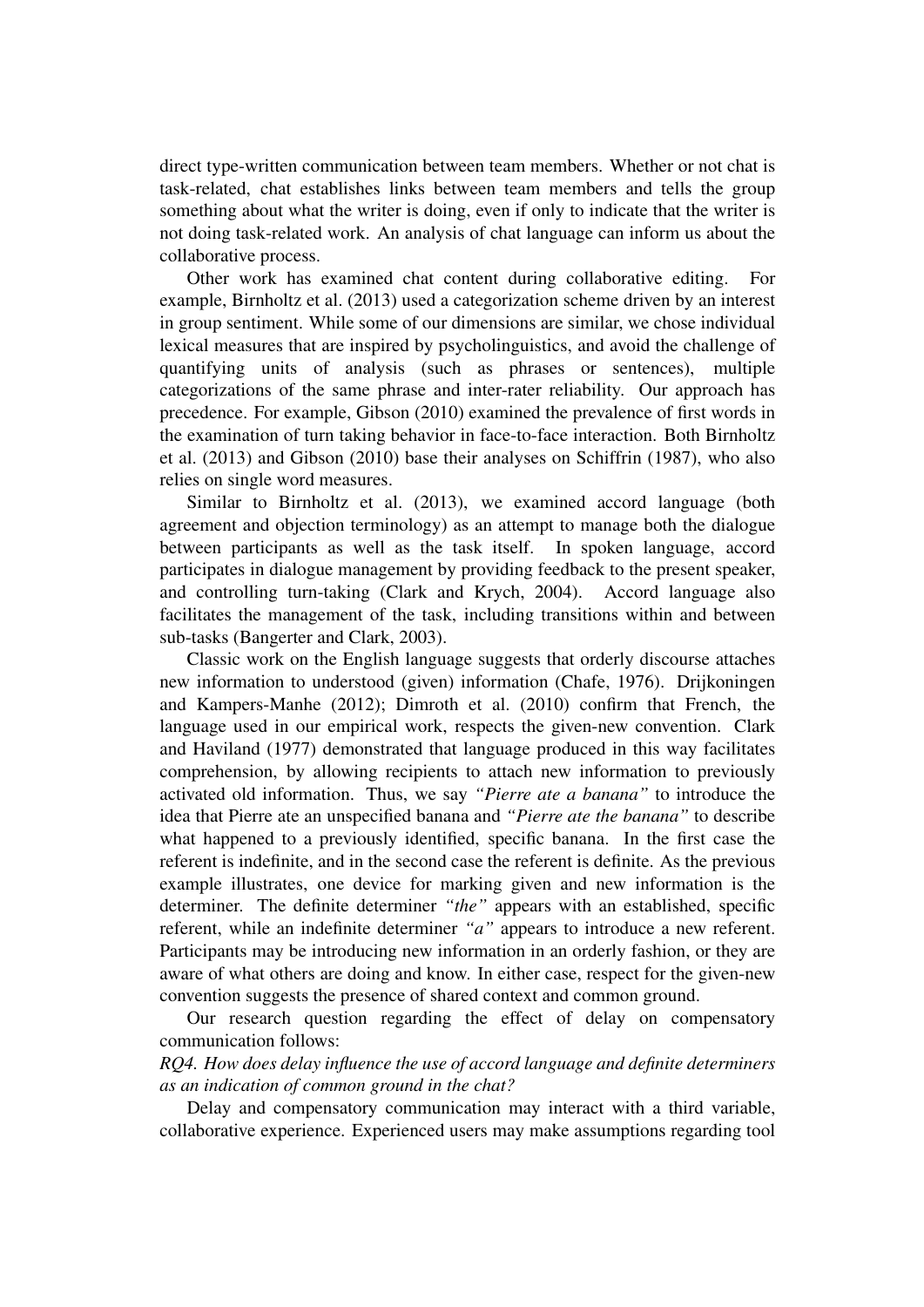direct type-written communication between team members. Whether or not chat is task-related, chat establishes links between team members and tells the group something about what the writer is doing, even if only to indicate that the writer is not doing task-related work. An analysis of chat language can inform us about the collaborative process.

Other work has examined chat content during collaborative editing. For example, Birnholtz et al. (2013) used a categorization scheme driven by an interest in group sentiment. While some of our dimensions are similar, we chose individual lexical measures that are inspired by psycholinguistics, and avoid the challenge of quantifying units of analysis (such as phrases or sentences), multiple categorizations of the same phrase and inter-rater reliability. Our approach has precedence. For example, Gibson (2010) examined the prevalence of first words in the examination of turn taking behavior in face-to-face interaction. Both Birnholtz et al. (2013) and Gibson (2010) base their analyses on Schiffrin (1987), who also relies on single word measures.

Similar to Birnholtz et al. (2013), we examined accord language (both agreement and objection terminology) as an attempt to manage both the dialogue between participants as well as the task itself. In spoken language, accord participates in dialogue management by providing feedback to the present speaker, and controlling turn-taking (Clark and Krych, 2004). Accord language also facilitates the management of the task, including transitions within and between sub-tasks (Bangerter and Clark, 2003).

Classic work on the English language suggests that orderly discourse attaches new information to understood (given) information (Chafe, 1976). Drijkoningen and Kampers-Manhe (2012); Dimroth et al. (2010) confirm that French, the language used in our empirical work, respects the given-new convention. Clark and Haviland (1977) demonstrated that language produced in this way facilitates comprehension, by allowing recipients to attach new information to previously activated old information. Thus, we say *"Pierre ate a banana"* to introduce the idea that Pierre ate an unspecified banana and *"Pierre ate the banana"* to describe what happened to a previously identified, specific banana. In the first case the referent is indefinite, and in the second case the referent is definite. As the previous example illustrates, one device for marking given and new information is the determiner. The definite determiner *"the"* appears with an established, specific referent, while an indefinite determiner *"a"* appears to introduce a new referent. Participants may be introducing new information in an orderly fashion, or they are aware of what others are doing and know. In either case, respect for the given-new convention suggests the presence of shared context and common ground.

Our research question regarding the effect of delay on compensatory communication follows:

*RQ4. How does delay influence the use of accord language and definite determiners as an indication of common ground in the chat?*

Delay and compensatory communication may interact with a third variable, collaborative experience. Experienced users may make assumptions regarding tool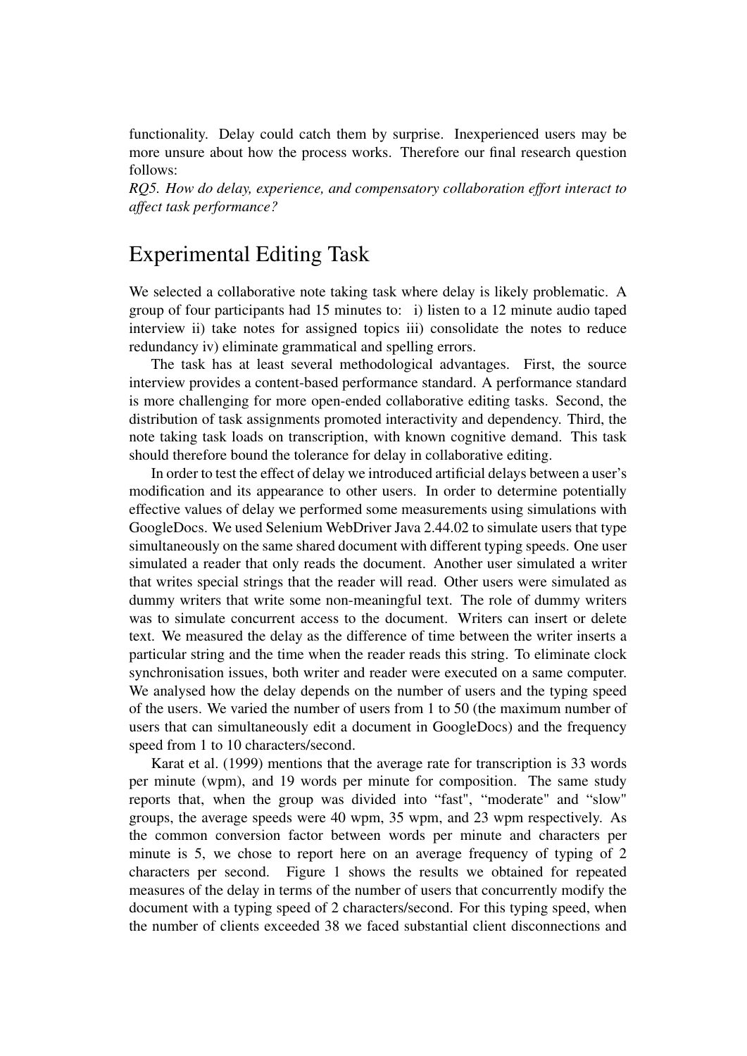functionality. Delay could catch them by surprise. Inexperienced users may be more unsure about how the process works. Therefore our final research question follows:

*RQ5. How do delay, experience, and compensatory collaboration effort interact to affect task performance?*

# Experimental Editing Task

We selected a collaborative note taking task where delay is likely problematic. A group of four participants had 15 minutes to: i) listen to a 12 minute audio taped interview ii) take notes for assigned topics iii) consolidate the notes to reduce redundancy iv) eliminate grammatical and spelling errors.

The task has at least several methodological advantages. First, the source interview provides a content-based performance standard. A performance standard is more challenging for more open-ended collaborative editing tasks. Second, the distribution of task assignments promoted interactivity and dependency. Third, the note taking task loads on transcription, with known cognitive demand. This task should therefore bound the tolerance for delay in collaborative editing.

In order to test the effect of delay we introduced artificial delays between a user's modification and its appearance to other users. In order to determine potentially effective values of delay we performed some measurements using simulations with GoogleDocs. We used Selenium WebDriver Java 2.44.02 to simulate users that type simultaneously on the same shared document with different typing speeds. One user simulated a reader that only reads the document. Another user simulated a writer that writes special strings that the reader will read. Other users were simulated as dummy writers that write some non-meaningful text. The role of dummy writers was to simulate concurrent access to the document. Writers can insert or delete text. We measured the delay as the difference of time between the writer inserts a particular string and the time when the reader reads this string. To eliminate clock synchronisation issues, both writer and reader were executed on a same computer. We analysed how the delay depends on the number of users and the typing speed of the users. We varied the number of users from 1 to 50 (the maximum number of users that can simultaneously edit a document in GoogleDocs) and the frequency speed from 1 to 10 characters/second.

Karat et al. (1999) mentions that the average rate for transcription is 33 words per minute (wpm), and 19 words per minute for composition. The same study reports that, when the group was divided into "fast", "moderate" and "slow" groups, the average speeds were 40 wpm, 35 wpm, and 23 wpm respectively. As the common conversion factor between words per minute and characters per minute is 5, we chose to report here on an average frequency of typing of 2 characters per second. Figure 1 shows the results we obtained for repeated measures of the delay in terms of the number of users that concurrently modify the document with a typing speed of 2 characters/second. For this typing speed, when the number of clients exceeded 38 we faced substantial client disconnections and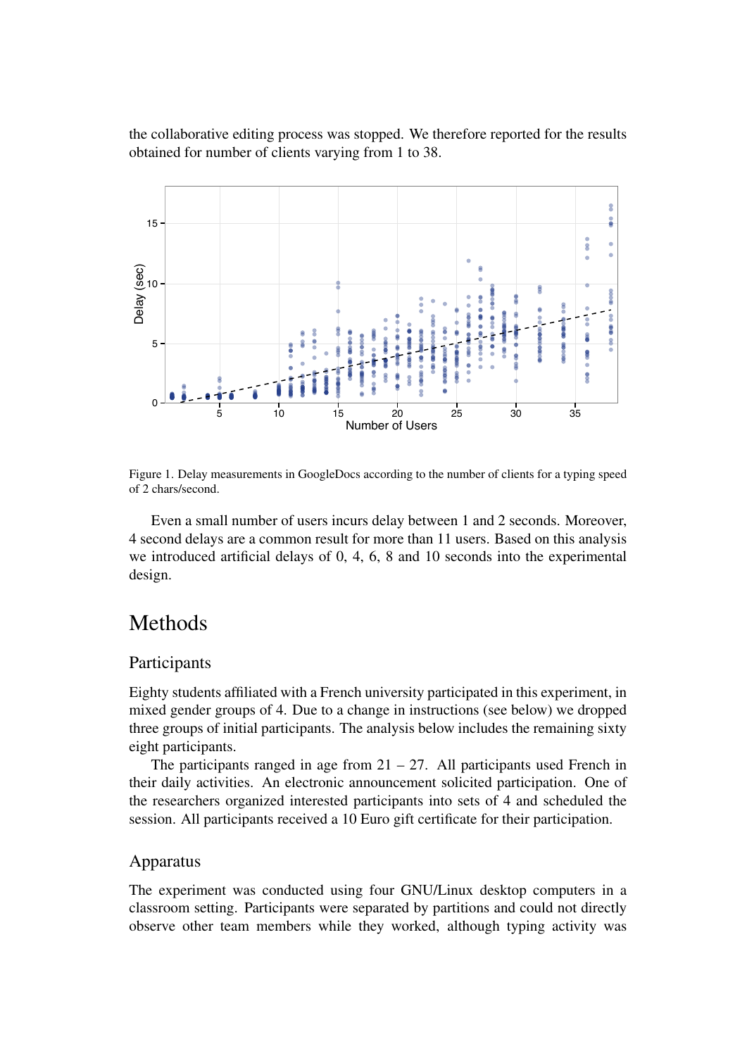the collaborative editing process was stopped. We therefore reported for the results obtained for number of clients varying from 1 to 38.

Figure 1. Delay measurements in GoogleDocs according to the number of clients for a typing speed of 2 chars/second.

Even a small number of users incurs delay between 1 and 2 seconds. Moreover, 4 second delays are a common result for more than 11 users. Based on this analysis we introduced artificial delays of 0, 4, 6, 8 and 10 seconds into the experimental design.

# Methods

## Participants

Eighty students affiliated with a French university participated in this experiment, in mixed gender groups of 4. Due to a change in instructions (see below) we dropped three groups of initial participants. The analysis below includes the remaining sixty eight participants.

The participants ranged in age from 21 – 27. All participants used French in their daily activities. An electronic announcement solicited participation. One of the researchers organized interested participants into sets of 4 and scheduled the session. All participants received a 10 Euro gift certificate for their participation.

## Apparatus

The experiment was conducted using four GNU/Linux desktop computers in a classroom setting. Participants were separated by partitions and could not directly observe other team members while they worked, although typing activity was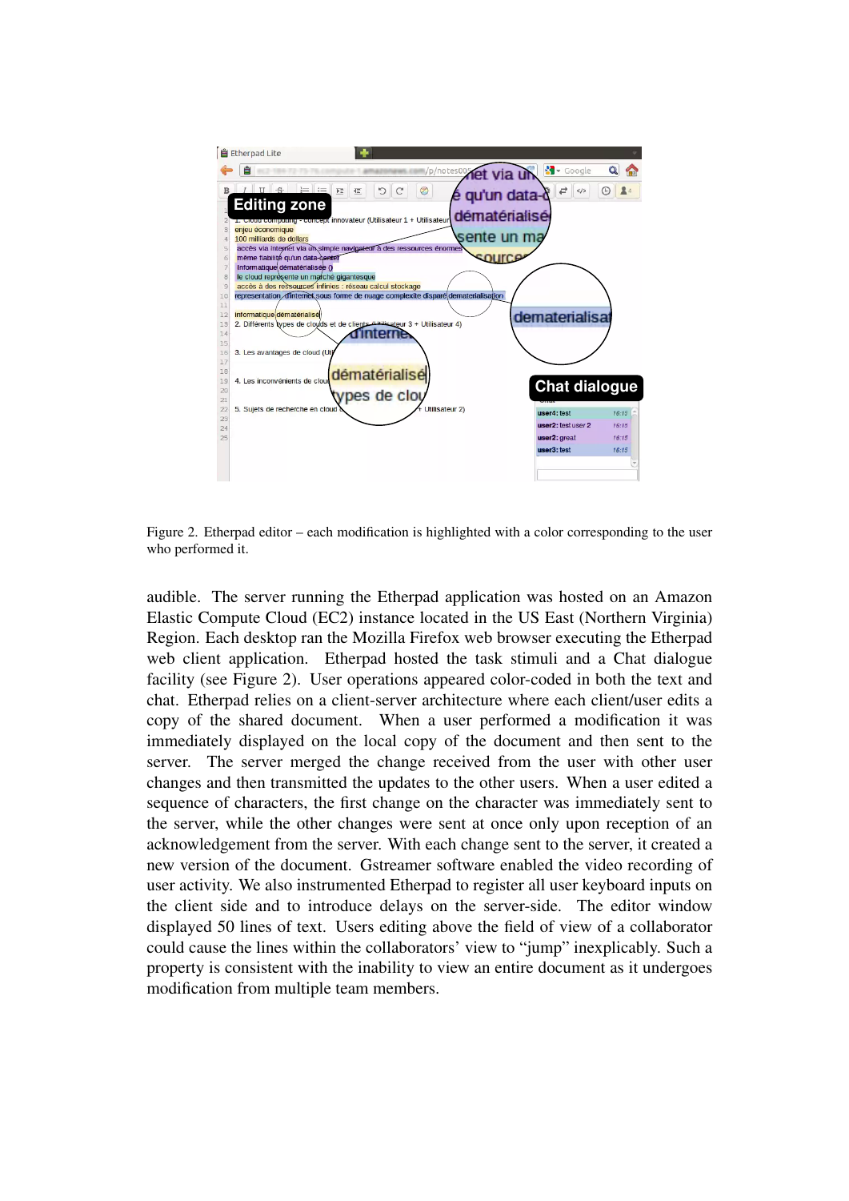Figure 2. Etherpad editor – each modification is highlighted with a color corresponding to the user who performed it.

audible. The server running the Etherpad application was hosted on an Amazon Elastic Compute Cloud (EC2) instance located in the US East (Northern Virginia) Region. Each desktop ran the Mozilla Firefox web browser executing the Etherpad web client application. Etherpad hosted the task stimuli and a Chat dialogue facility (see Figure 2). User operations appeared color-coded in both the text and chat. Etherpad relies on a client-server architecture where each client/user edits a copy of the shared document. When a user performed a modification it was immediately displayed on the local copy of the document and then sent to the server. The server merged the change received from the user with other user changes and then transmitted the updates to the other users. When a user edited a sequence of characters, the first change on the character was immediately sent to the server, while the other changes were sent at once only upon reception of an acknowledgement from the server. With each change sent to the server, it created a new version of the document. Gstreamer software enabled the video recording of user activity. We also instrumented Etherpad to register all user keyboard inputs on the client side and to introduce delays on the server-side. The editor window displayed 50 lines of text. Users editing above the field of view of a collaborator could cause the lines within the collaborators' view to "jump" inexplicably. Such a property is consistent with the inability to view an entire document as it undergoes modification from multiple team members.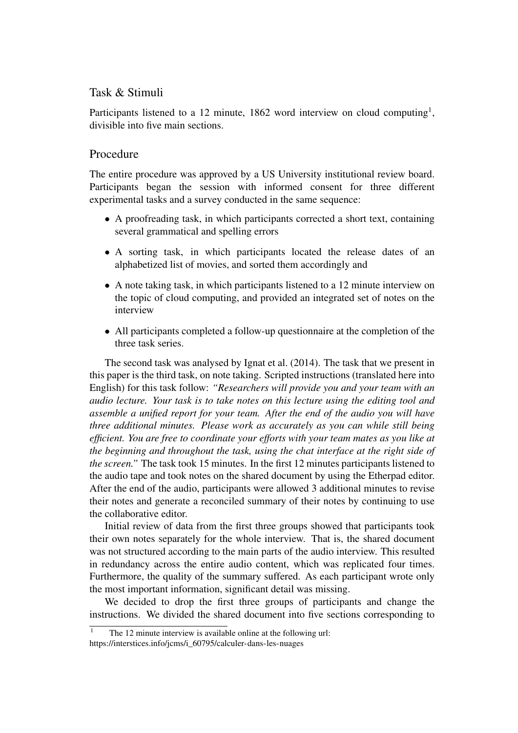## Task & Stimuli

Participants listened to a 12 minute, 1862 word interview on cloud computing[1], divisible into five main sections.

## Procedure

The entire procedure was approved by a US University institutional review board. Participants began the session with informed consent for three different experimental tasks and a survey conducted in the same sequence:

- A proofreading task, in which participants corrected a short text, containing several grammatical and spelling errors
- A sorting task, in which participants located the release dates of an alphabetized list of movies, and sorted them accordingly and
- A note taking task, in which participants listened to a 12 minute interview on the topic of cloud computing, and provided an integrated set of notes on the interview
- All participants completed a follow-up questionnaire at the completion of the three task series.

The second task was analysed by Ignat et al. (2014). The task that we present in this paper is the third task, on note taking. Scripted instructions (translated here into English) for this task follow: *"Researchers will provide you and your team with an audio lecture. Your task is to take notes on this lecture using the editing tool and assemble a unified report for your team. After the end of the audio you will have three additional minutes. Please work as accurately as you can while still being efficient. You are free to coordinate your efforts with your team mates as you like at the beginning and throughout the task, using the chat interface at the right side of the screen."* The task took 15 minutes. In the first 12 minutes participants listened to the audio tape and took notes on the shared document by using the Etherpad editor. After the end of the audio, participants were allowed 3 additional minutes to revise their notes and generate a reconciled summary of their notes by continuing to use the collaborative editor.

Initial review of data from the first three groups showed that participants took their own notes separately for the whole interview. That is, the shared document was not structured according to the main parts of the audio interview. This resulted in redundancy across the entire audio content, which was replicated four times. Furthermore, the quality of the summary suffered. As each participant wrote only the most important information, significant detail was missing.

We decided to drop the first three groups of participants and change the instructions. We divided the shared document into five sections corresponding to

[1] The 12 minute interview is available online at the following url: https://interstices.info/jcms/i_60795/calculer-dans-les-nuages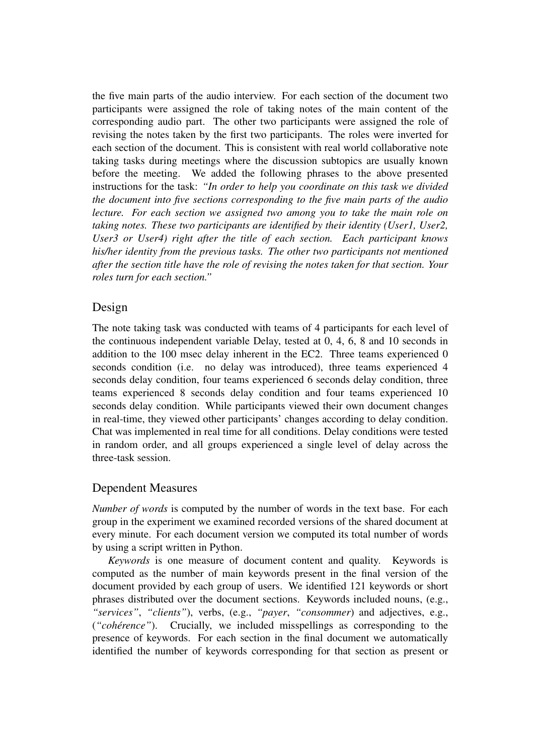the five main parts of the audio interview. For each section of the document two participants were assigned the role of taking notes of the main content of the corresponding audio part. The other two participants were assigned the role of revising the notes taken by the first two participants. The roles were inverted for each section of the document. This is consistent with real world collaborative note taking tasks during meetings where the discussion subtopics are usually known before the meeting. We added the following phrases to the above presented instructions for the task: *"In order to help you coordinate on this task we divided the document into five sections corresponding to the five main parts of the audio lecture. For each section we assigned two among you to take the main role on taking notes. These two participants are identified by their identity (User1, User2, User3 or User4) right after the title of each section. Each participant knows his/her identity from the previous tasks. The other two participants not mentioned after the section title have the role of revising the notes taken for that section. Your roles turn for each section."*

## Design

The note taking task was conducted with teams of 4 participants for each level of the continuous independent variable Delay, tested at 0, 4, 6, 8 and 10 seconds in addition to the 100 msec delay inherent in the EC2. Three teams experienced 0 seconds condition (i.e. no delay was introduced), three teams experienced 4 seconds delay condition, four teams experienced 6 seconds delay condition, three teams experienced 8 seconds delay condition and four teams experienced 10 seconds delay condition. While participants viewed their own document changes in real-time, they viewed other participants' changes according to delay condition. Chat was implemented in real time for all conditions. Delay conditions were tested in random order, and all groups experienced a single level of delay across the three-task session.

## Dependent Measures

*Number of words* is computed by the number of words in the text base. For each group in the experiment we examined recorded versions of the shared document at every minute. For each document version we computed its total number of words by using a script written in Python.

*Keywords* is one measure of document content and quality. Keywords is computed as the number of main keywords present in the final version of the document provided by each group of users. We identified 121 keywords or short phrases distributed over the document sections. Keywords included nouns, (e.g., *"services"*, *"clients"*), verbs, (e.g., *"payer*, *"consommer*) and adjectives, e.g., (*"cohérence"*). Crucially, we included misspellings as corresponding to the presence of keywords. For each section in the final document we automatically identified the number of keywords corresponding for that section as present or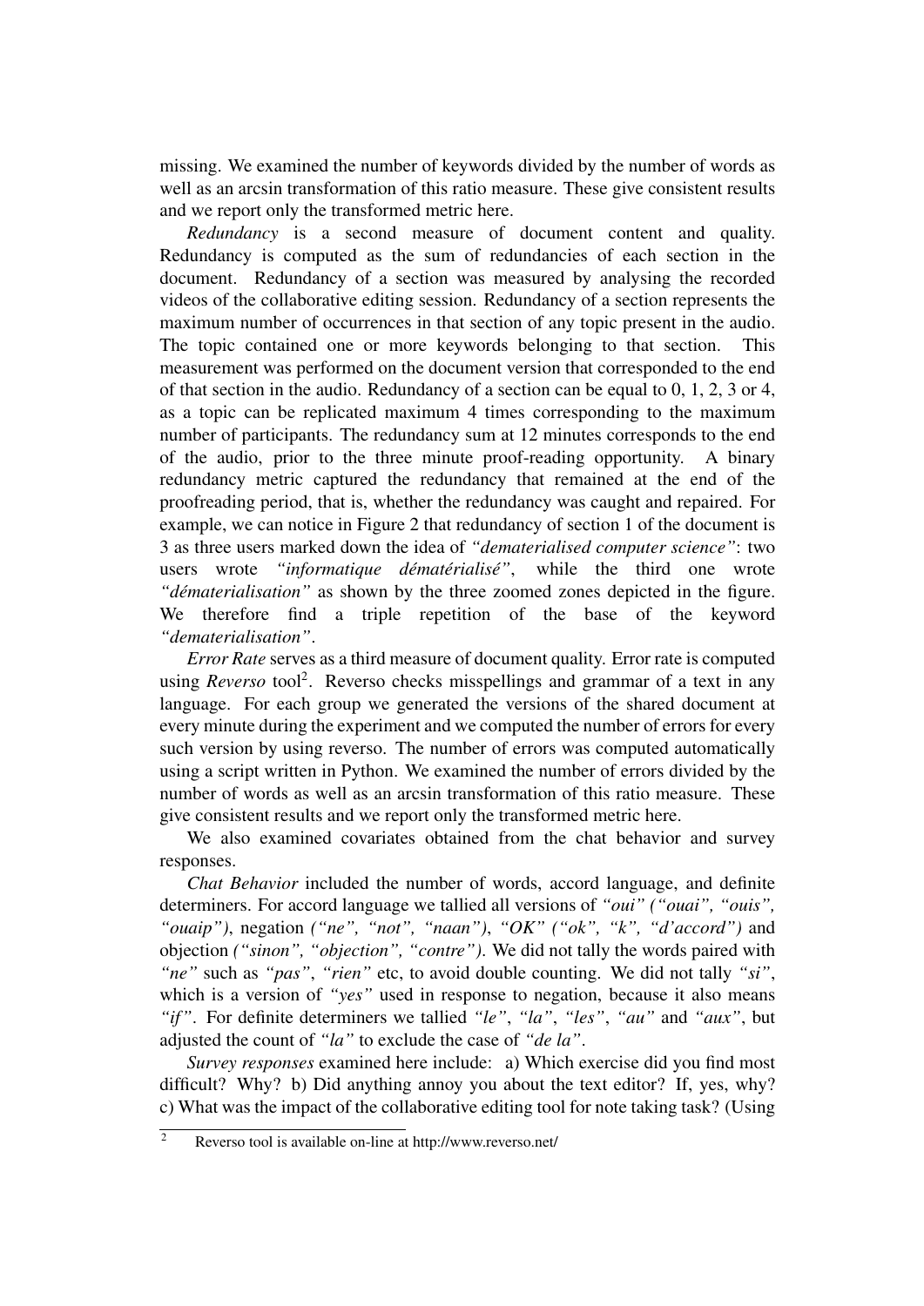missing. We examined the number of keywords divided by the number of words as well as an arcsin transformation of this ratio measure. These give consistent results and we report only the transformed metric here.

*Redundancy* is a second measure of document content and quality. Redundancy is computed as the sum of redundancies of each section in the document. Redundancy of a section was measured by analysing the recorded videos of the collaborative editing session. Redundancy of a section represents the maximum number of occurrences in that section of any topic present in the audio. The topic contained one or more keywords belonging to that section. This measurement was performed on the document version that corresponded to the end of that section in the audio. Redundancy of a section can be equal to 0, 1, 2, 3 or 4, as a topic can be replicated maximum 4 times corresponding to the maximum number of participants. The redundancy sum at 12 minutes corresponds to the end of the audio, prior to the three minute proof-reading opportunity. A binary redundancy metric captured the redundancy that remained at the end of the proofreading period, that is, whether the redundancy was caught and repaired. For example, we can notice in Figure 2 that redundancy of section 1 of the document is 3 as three users marked down the idea of *"dematerialised computer science"*: two users wrote *"informatique dématérialisé"*, while the third one wrote *"dématerialisation"* as shown by the three zoomed zones depicted in the figure. We therefore find a triple repetition of the base of the keyword *"dematerialisation"*.

*Error Rate* serves as a third measure of document quality. Error rate is computed using *Reverso* tool[2]. Reverso checks misspellings and grammar of a text in any language. For each group we generated the versions of the shared document at every minute during the experiment and we computed the number of errors for every such version by using reverso. The number of errors was computed automatically using a script written in Python. We examined the number of errors divided by the number of words as well as an arcsin transformation of this ratio measure. These give consistent results and we report only the transformed metric here.

We also examined covariates obtained from the chat behavior and survey responses.

*Chat Behavior* included the number of words, accord language, and definite determiners. For accord language we tallied all versions of *"oui" ("ouai", "ouis", "ouaip")*, negation *("ne", "not", "naan")*, *"OK" ("ok", "k", "d'accord")* and objection *("sinon", "objection", "contre")*. We did not tally the words paired with *"ne"* such as *"pas"*, *"rien"* etc, to avoid double counting. We did not tally *"si"*, which is a version of *"yes"* used in response to negation, because it also means *"if"*. For definite determiners we tallied *"le"*, *"la"*, *"les"*, *"au"* and *"aux"*, but adjusted the count of *"la"* to exclude the case of *"de la"*.

*Survey responses* examined here include: a) Which exercise did you find most difficult? Why? b) Did anything annoy you about the text editor? If, yes, why? c) What was the impact of the collaborative editing tool for note taking task? (Using

[2] Reverso tool is available on-line at http://www.reverso.net/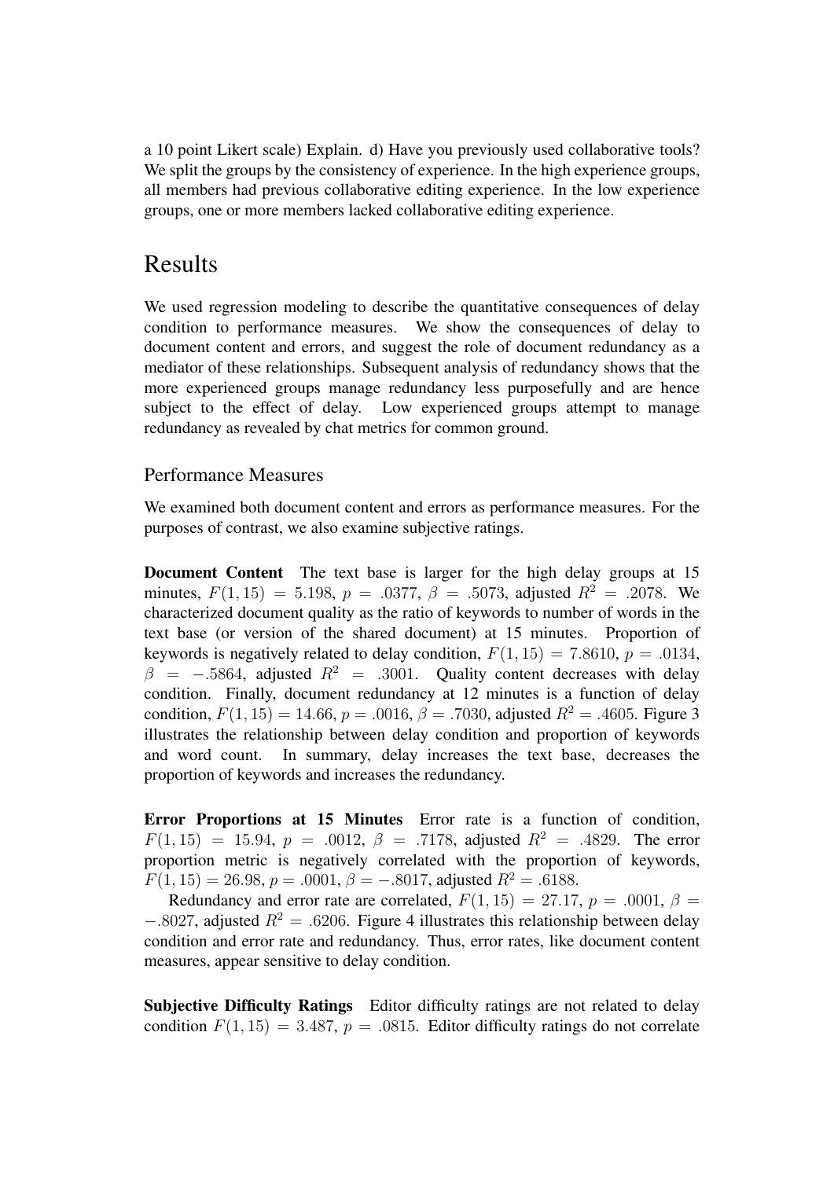a 10 point Likert scale) Explain. d) Have you previously used collaborative tools? We split the groups by the consistency of experience. In the high experience groups, all members had previous collaborative editing experience. In the low experience groups, one or more members lacked collaborative editing experience.

# Results

We used regression modeling to describe the quantitative consequences of delay condition to performance measures. We show the consequences of delay to document content and errors, and suggest the role of document redundancy as a mediator of these relationships. Subsequent analysis of redundancy shows that the more experienced groups manage redundancy less purposefully and are hence subject to the effect of delay. Low experienced groups attempt to manage redundancy as revealed by chat metrics for common ground.

## Performance Measures

We examined both document content and errors as performance measures. For the purposes of contrast, we also examine subjective ratings.

**Document Content** The text base is larger for the high delay groups at 15 minutes, $F(1, 15) = 5.198$, $p = .0377$, $\beta = .5073$, adjusted $R^2 = .2078$. We characterized document quality as the ratio of keywords to number of words in the text base (or version of the shared document) at 15 minutes. Proportion of keywords is negatively related to delay condition, $F(1, 15) = 7.8610$, $p = .0134$, $\beta = -.5864$, adjusted $R^2 = .3001$. Quality content decreases with delay condition. Finally, document redundancy at 12 minutes is a function of delay condition, $F(1, 15) = 14.66$, $p = .0016$, $\beta = .7030$, adjusted $R^2 = .4605$. Figure 3 illustrates the relationship between delay condition and proportion of keywords and word count. In summary, delay increases the text base, decreases the proportion of keywords and increases the redundancy.

**Error Proportions at 15 Minutes** Error rate is a function of condition, $F(1, 15) = 15.94$, $p = .0012$, $\beta = .7178$, adjusted $R^2 = .4829$. The error proportion metric is negatively correlated with the proportion of keywords, $F(1, 15) = 26.98$, $p = .0001$, $\beta = -.8017$, adjusted $R^2 = .6188$.

Redundancy and error rate are correlated, $F(1, 15) = 27.17$, $p = .0001$, $\beta = -.8027$, adjusted $R^2 = .6206$. Figure 4 illustrates this relationship between delay condition and error rate and redundancy. Thus, error rates, like document content measures, appear sensitive to delay condition.

**Subjective Difficulty Ratings** Editor difficulty ratings are not related to delay condition $F(1, 15) = 3.487$, $p = .0815$. Editor difficulty ratings do not correlate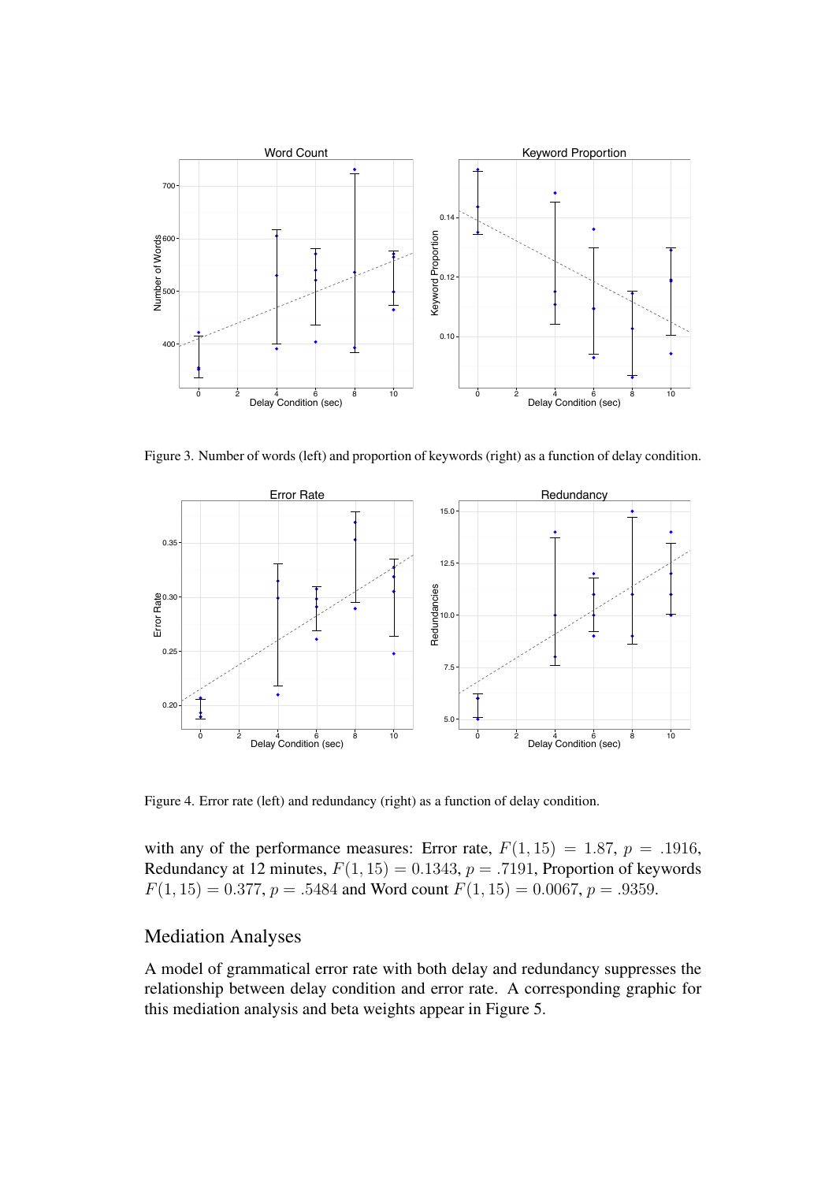Figure 3. Number of words (left) and proportion of keywords (right) as a function of delay condition.

Figure 4. Error rate (left) and redundancy (right) as a function of delay condition.

with any of the performance measures: Error rate, $F(1, 15) = 1.87$, $p = .1916$, Redundancy at 12 minutes, $F(1, 15) = 0.1343$, $p = .7191$, Proportion of keywords $F(1, 15) = 0.377$, $p = .5484$ and Word count $F(1, 15) = 0.0067$, $p = .9359$.

## Mediation Analyses

A model of grammatical error rate with both delay and redundancy suppresses the relationship between delay condition and error rate. A corresponding graphic for this mediation analysis and beta weights appear in Figure 5.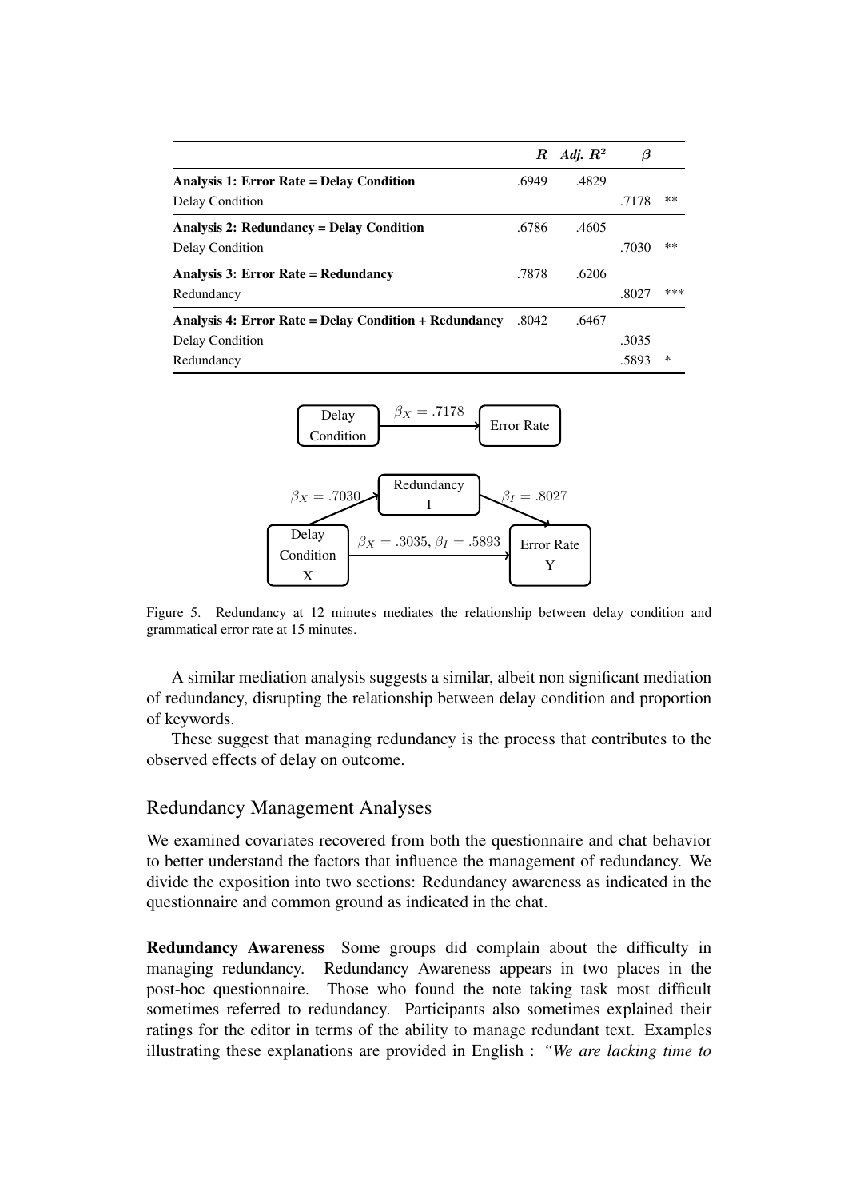|  | $R$ | *Adj.* $R^2$ | $\beta$ |  |
|---|---|---|---|---|
| **Analysis 1: Error Rate = Delay Condition** | .6949 | .4829 |  |  |
| Delay Condition |  |  | .7178 | ** |
| **Analysis 2: Redundancy = Delay Condition** | .6786 | .4605 |  |  |
| Delay Condition |  |  | .7030 | ** |
| **Analysis 3: Error Rate = Redundancy** | .7878 | .6206 |  |  |
| Redundancy |  |  | .8027 | *** |
| **Analysis 4: Error Rate = Delay Condition + Redundancy** | .8042 | .6467 |  |  |
| Delay Condition |  |  | .3035 |  |
| Redundancy |  |  | .5893 | * |

Delay Condition → Error Rate: $\beta_X = .7178$

Delay Condition (X) → Redundancy (I): $\beta_X = .7030$

Redundancy (I) → Error Rate (Y): $\beta_I = .8027$

Delay Condition (X) → Error Rate (Y): $\beta_X = .3035$, $\beta_I = .5893$

Figure 5. Redundancy at 12 minutes mediates the relationship between delay condition and grammatical error rate at 15 minutes.

A similar mediation analysis suggests a similar, albeit non significant mediation of redundancy, disrupting the relationship between delay condition and proportion of keywords.

These suggest that managing redundancy is the process that contributes to the observed effects of delay on outcome.

## Redundancy Management Analyses

We examined covariates recovered from both the questionnaire and chat behavior to better understand the factors that influence the management of redundancy. We divide the exposition into two sections: Redundancy awareness as indicated in the questionnaire and common ground as indicated in the chat.

**Redundancy Awareness** Some groups did complain about the difficulty in managing redundancy. Redundancy Awareness appears in two places in the post-hoc questionnaire. Those who found the note taking task most difficult sometimes referred to redundancy. Participants also sometimes explained their ratings for the editor in terms of the ability to manage redundant text. Examples illustrating these explanations are provided in English : *"We are lacking time to*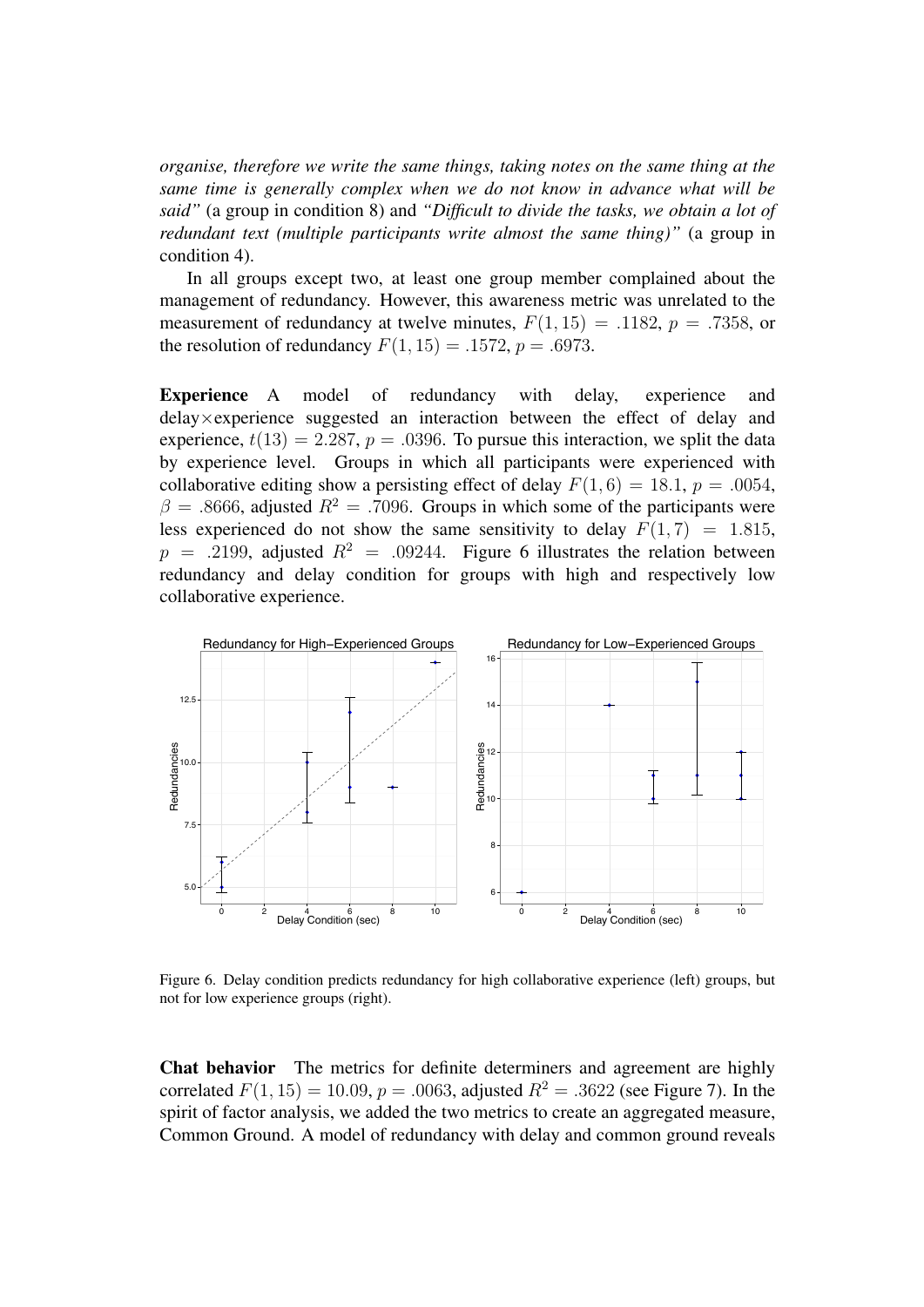*organise, therefore we write the same things, taking notes on the same thing at the same time is generally complex when we do not know in advance what will be said"* (a group in condition 8) and *"Difficult to divide the tasks, we obtain a lot of redundant text (multiple participants write almost the same thing)"* (a group in condition 4).

In all groups except two, at least one group member complained about the management of redundancy. However, this awareness metric was unrelated to the measurement of redundancy at twelve minutes, $F(1, 15) = .1182$, $p = .7358$, or the resolution of redundancy $F(1, 15) = .1572$, $p = .6973$.

**Experience** A model of redundancy with delay, experience and delay×experience suggested an interaction between the effect of delay and experience, $t(13) = 2.287$, $p = .0396$. To pursue this interaction, we split the data by experience level. Groups in which all participants were experienced with collaborative editing show a persisting effect of delay $F(1, 6) = 18.1$, $p = .0054$, $\beta = .8666$, adjusted $R^2 = .7096$. Groups in which some of the participants were less experienced do not show the same sensitivity to delay $F(1, 7) = 1.815$, $p = .2199$, adjusted $R^2 = .09244$. Figure 6 illustrates the relation between redundancy and delay condition for groups with high and respectively low collaborative experience.

Figure 6. Delay condition predicts redundancy for high collaborative experience (left) groups, but not for low experience groups (right).

**Chat behavior** The metrics for definite determiners and agreement are highly correlated $F(1, 15) = 10.09$, $p = .0063$, adjusted $R^2 = .3622$ (see Figure 7). In the spirit of factor analysis, we added the two metrics to create an aggregated measure, Common Ground. A model of redundancy with delay and common ground reveals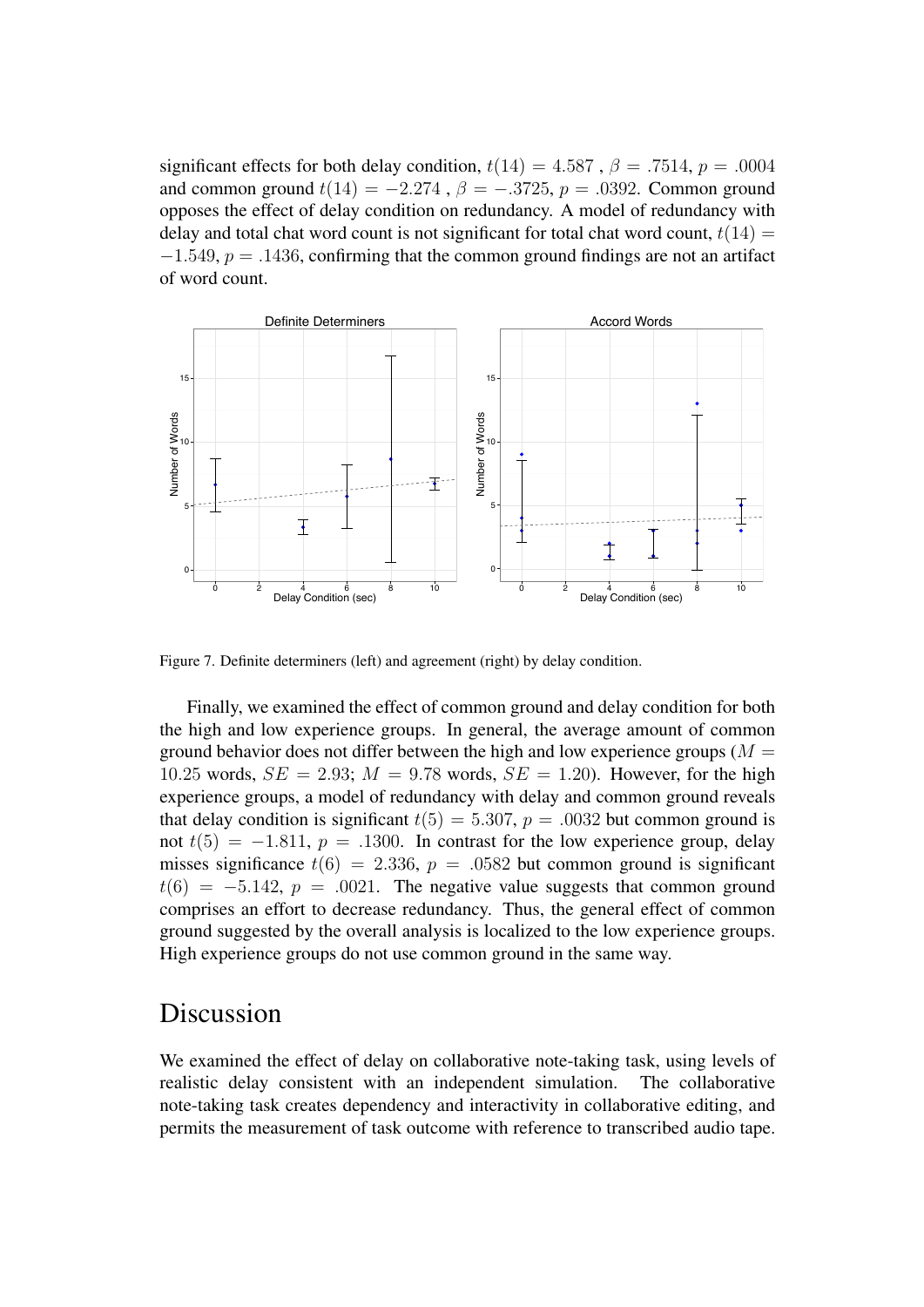significant effects for both delay condition, $t(14) = 4.587$ , $\beta = .7514$, $p = .0004$ and common ground $t(14) = -2.274$ , $\beta = -.3725$, $p = .0392$. Common ground opposes the effect of delay condition on redundancy. A model of redundancy with delay and total chat word count is not significant for total chat word count, $t(14) = -1.549$, $p = .1436$, confirming that the common ground findings are not an artifact of word count.

Figure 7. Definite determiners (left) and agreement (right) by delay condition.

Finally, we examined the effect of common ground and delay condition for both the high and low experience groups. In general, the average amount of common ground behavior does not differ between the high and low experience groups ($M = 10.25$ words, $SE = 2.93$; $M = 9.78$ words, $SE = 1.20$). However, for the high experience groups, a model of redundancy with delay and common ground reveals that delay condition is significant $t(5) = 5.307$, $p = .0032$ but common ground is not $t(5) = -1.811$, $p = .1300$. In contrast for the low experience group, delay misses significance $t(6) = 2.336$, $p = .0582$ but common ground is significant $t(6) = -5.142$, $p = .0021$. The negative value suggests that common ground comprises an effort to decrease redundancy. Thus, the general effect of common ground suggested by the overall analysis is localized to the low experience groups. High experience groups do not use common ground in the same way.

# Discussion

We examined the effect of delay on collaborative note-taking task, using levels of realistic delay consistent with an independent simulation. The collaborative note-taking task creates dependency and interactivity in collaborative editing, and permits the measurement of task outcome with reference to transcribed audio tape.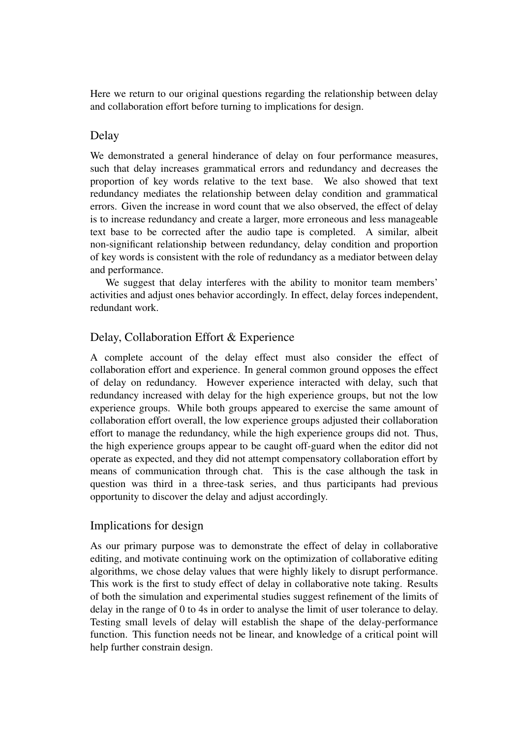Here we return to our original questions regarding the relationship between delay and collaboration effort before turning to implications for design.

## Delay

We demonstrated a general hinderance of delay on four performance measures, such that delay increases grammatical errors and redundancy and decreases the proportion of key words relative to the text base. We also showed that text redundancy mediates the relationship between delay condition and grammatical errors. Given the increase in word count that we also observed, the effect of delay is to increase redundancy and create a larger, more erroneous and less manageable text base to be corrected after the audio tape is completed. A similar, albeit non-significant relationship between redundancy, delay condition and proportion of key words is consistent with the role of redundancy as a mediator between delay and performance.

We suggest that delay interferes with the ability to monitor team members' activities and adjust ones behavior accordingly. In effect, delay forces independent, redundant work.

## Delay, Collaboration Effort & Experience

A complete account of the delay effect must also consider the effect of collaboration effort and experience. In general common ground opposes the effect of delay on redundancy. However experience interacted with delay, such that redundancy increased with delay for the high experience groups, but not the low experience groups. While both groups appeared to exercise the same amount of collaboration effort overall, the low experience groups adjusted their collaboration effort to manage the redundancy, while the high experience groups did not. Thus, the high experience groups appear to be caught off-guard when the editor did not operate as expected, and they did not attempt compensatory collaboration effort by means of communication through chat. This is the case although the task in question was third in a three-task series, and thus participants had previous opportunity to discover the delay and adjust accordingly.

## Implications for design

As our primary purpose was to demonstrate the effect of delay in collaborative editing, and motivate continuing work on the optimization of collaborative editing algorithms, we chose delay values that were highly likely to disrupt performance. This work is the first to study effect of delay in collaborative note taking. Results of both the simulation and experimental studies suggest refinement of the limits of delay in the range of 0 to 4s in order to analyse the limit of user tolerance to delay. Testing small levels of delay will establish the shape of the delay-performance function. This function needs not be linear, and knowledge of a critical point will help further constrain design.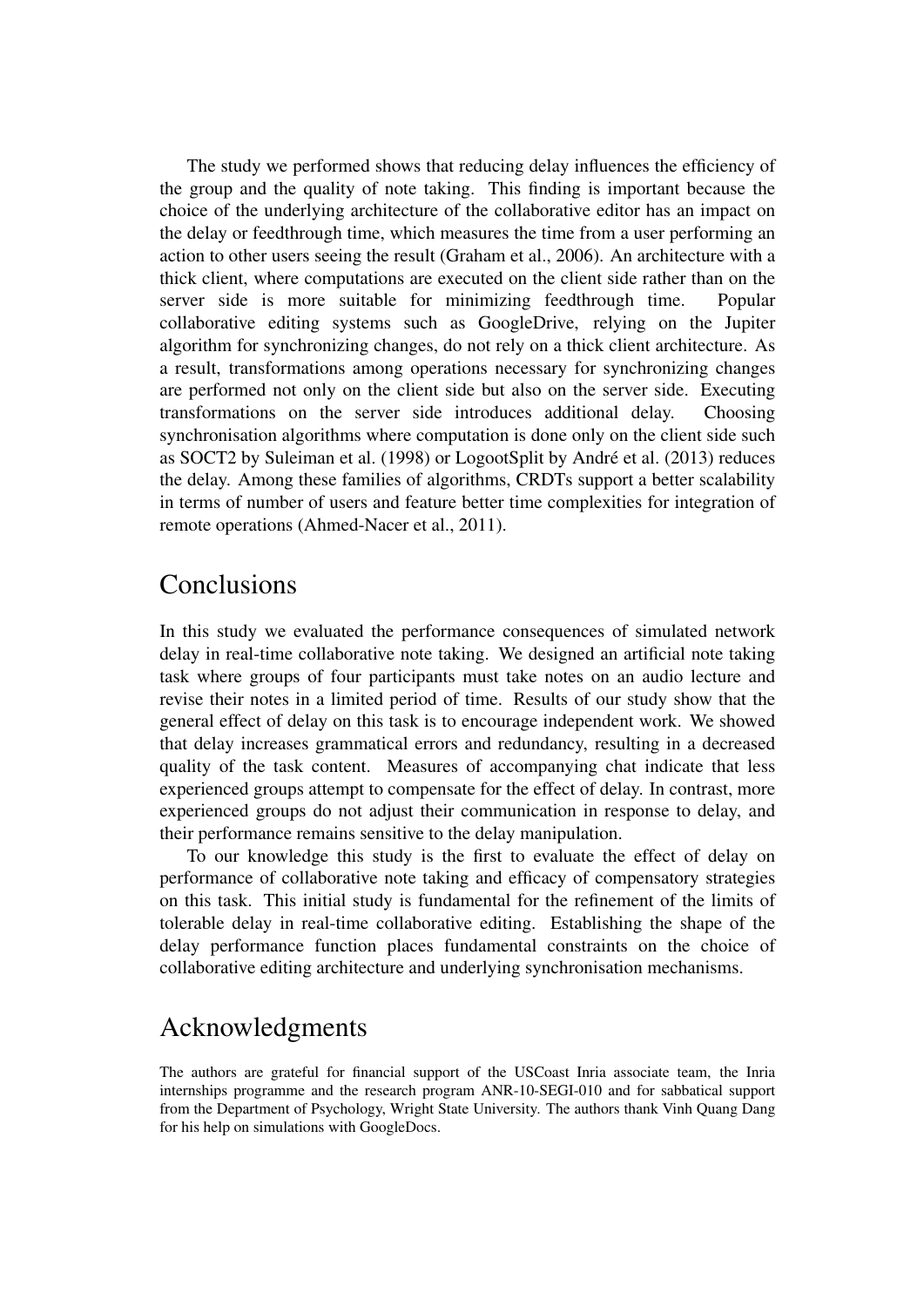The study we performed shows that reducing delay influences the efficiency of the group and the quality of note taking. This finding is important because the choice of the underlying architecture of the collaborative editor has an impact on the delay or feedthrough time, which measures the time from a user performing an action to other users seeing the result (Graham et al., 2006). An architecture with a thick client, where computations are executed on the client side rather than on the server side is more suitable for minimizing feedthrough time. Popular collaborative editing systems such as GoogleDrive, relying on the Jupiter algorithm for synchronizing changes, do not rely on a thick client architecture. As a result, transformations among operations necessary for synchronizing changes are performed not only on the client side but also on the server side. Executing transformations on the server side introduces additional delay. Choosing synchronisation algorithms where computation is done only on the client side such as SOCT2 by Suleiman et al. (1998) or LogootSplit by André et al. (2013) reduces the delay. Among these families of algorithms, CRDTs support a better scalability in terms of number of users and feature better time complexities for integration of remote operations (Ahmed-Nacer et al., 2011).

# Conclusions

In this study we evaluated the performance consequences of simulated network delay in real-time collaborative note taking. We designed an artificial note taking task where groups of four participants must take notes on an audio lecture and revise their notes in a limited period of time. Results of our study show that the general effect of delay on this task is to encourage independent work. We showed that delay increases grammatical errors and redundancy, resulting in a decreased quality of the task content. Measures of accompanying chat indicate that less experienced groups attempt to compensate for the effect of delay. In contrast, more experienced groups do not adjust their communication in response to delay, and their performance remains sensitive to the delay manipulation.

To our knowledge this study is the first to evaluate the effect of delay on performance of collaborative note taking and efficacy of compensatory strategies on this task. This initial study is fundamental for the refinement of the limits of tolerable delay in real-time collaborative editing. Establishing the shape of the delay performance function places fundamental constraints on the choice of collaborative editing architecture and underlying synchronisation mechanisms.

# Acknowledgments

The authors are grateful for financial support of the USCoast Inria associate team, the Inria internships programme and the research program ANR-10-SEGI-010 and for sabbatical support from the Department of Psychology, Wright State University. The authors thank Vinh Quang Dang for his help on simulations with GoogleDocs.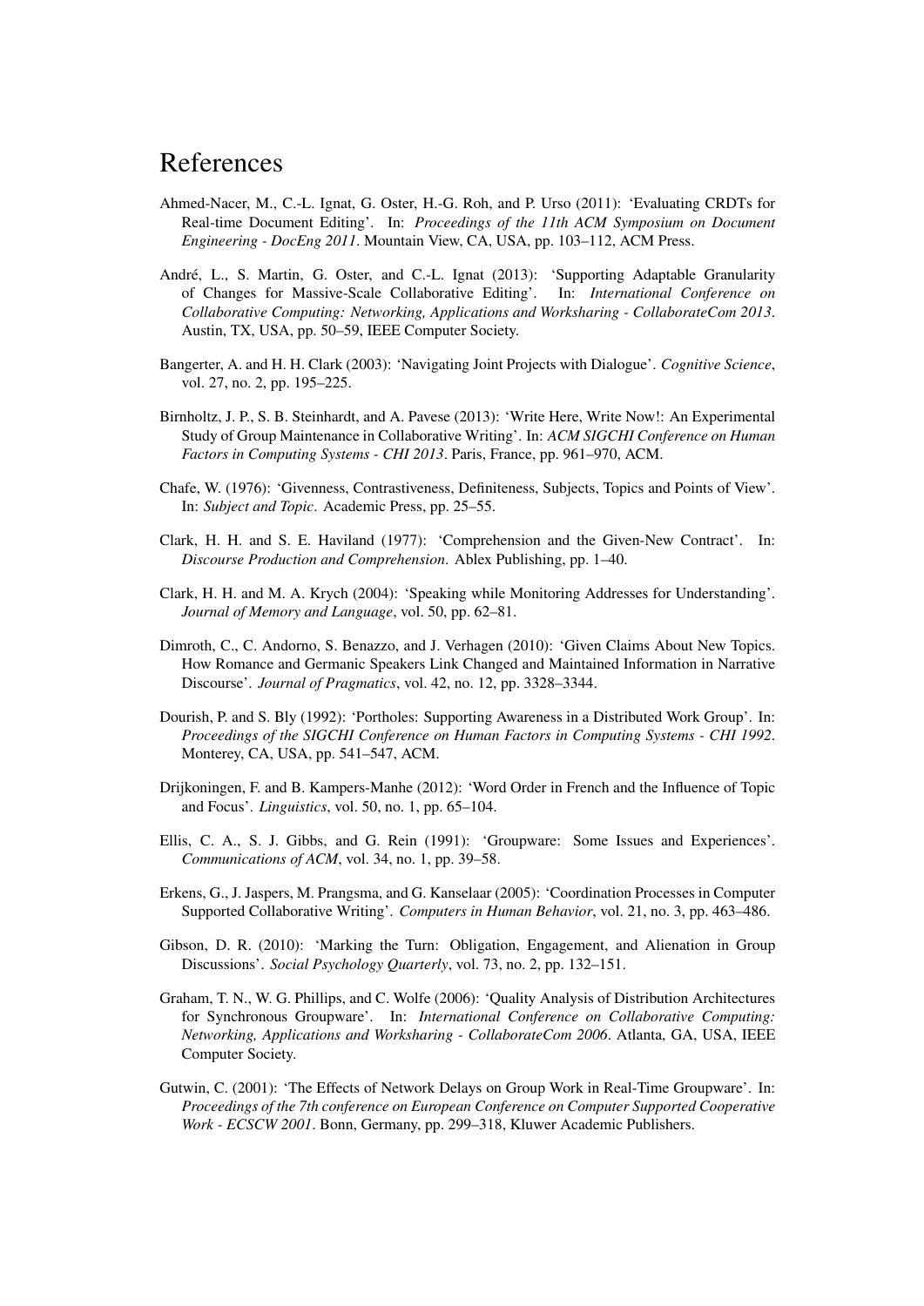# References

Ahmed-Nacer, M., C.-L. Ignat, G. Oster, H.-G. Roh, and P. Urso (2011): 'Evaluating CRDTs for Real-time Document Editing'. In: *Proceedings of the 11th ACM Symposium on Document Engineering - DocEng 2011*. Mountain View, CA, USA, pp. 103–112, ACM Press.

André, L., S. Martin, G. Oster, and C.-L. Ignat (2013): 'Supporting Adaptable Granularity of Changes for Massive-Scale Collaborative Editing'. In: *International Conference on Collaborative Computing: Networking, Applications and Worksharing - CollaborateCom 2013*. Austin, TX, USA, pp. 50–59, IEEE Computer Society.

Bangerter, A. and H. H. Clark (2003): 'Navigating Joint Projects with Dialogue'. *Cognitive Science*, vol. 27, no. 2, pp. 195–225.

Birnholtz, J. P., S. B. Steinhardt, and A. Pavese (2013): 'Write Here, Write Now!: An Experimental Study of Group Maintenance in Collaborative Writing'. In: *ACM SIGCHI Conference on Human Factors in Computing Systems - CHI 2013*. Paris, France, pp. 961–970, ACM.

Chafe, W. (1976): 'Givenness, Contrastiveness, Definiteness, Subjects, Topics and Points of View'. In: *Subject and Topic*. Academic Press, pp. 25–55.

Clark, H. H. and S. E. Haviland (1977): 'Comprehension and the Given-New Contract'. In: *Discourse Production and Comprehension*. Ablex Publishing, pp. 1–40.

Clark, H. H. and M. A. Krych (2004): 'Speaking while Monitoring Addresses for Understanding'. *Journal of Memory and Language*, vol. 50, pp. 62–81.

Dimroth, C., C. Andorno, S. Benazzo, and J. Verhagen (2010): 'Given Claims About New Topics. How Romance and Germanic Speakers Link Changed and Maintained Information in Narrative Discourse'. *Journal of Pragmatics*, vol. 42, no. 12, pp. 3328–3344.

Dourish, P. and S. Bly (1992): 'Portholes: Supporting Awareness in a Distributed Work Group'. In: *Proceedings of the SIGCHI Conference on Human Factors in Computing Systems - CHI 1992*. Monterey, CA, USA, pp. 541–547, ACM.

Drijkoningen, F. and B. Kampers-Manhe (2012): 'Word Order in French and the Influence of Topic and Focus'. *Linguistics*, vol. 50, no. 1, pp. 65–104.

Ellis, C. A., S. J. Gibbs, and G. Rein (1991): 'Groupware: Some Issues and Experiences'. *Communications of ACM*, vol. 34, no. 1, pp. 39–58.

Erkens, G., J. Jaspers, M. Prangsma, and G. Kanselaar (2005): 'Coordination Processes in Computer Supported Collaborative Writing'. *Computers in Human Behavior*, vol. 21, no. 3, pp. 463–486.

Gibson, D. R. (2010): 'Marking the Turn: Obligation, Engagement, and Alienation in Group Discussions'. *Social Psychology Quarterly*, vol. 73, no. 2, pp. 132–151.

Graham, T. N., W. G. Phillips, and C. Wolfe (2006): 'Quality Analysis of Distribution Architectures for Synchronous Groupware'. In: *International Conference on Collaborative Computing: Networking, Applications and Worksharing - CollaborateCom 2006*. Atlanta, GA, USA, IEEE Computer Society.

Gutwin, C. (2001): 'The Effects of Network Delays on Group Work in Real-Time Groupware'. In: *Proceedings of the 7th conference on European Conference on Computer Supported Cooperative Work - ECSCW 2001*. Bonn, Germany, pp. 299–318, Kluwer Academic Publishers.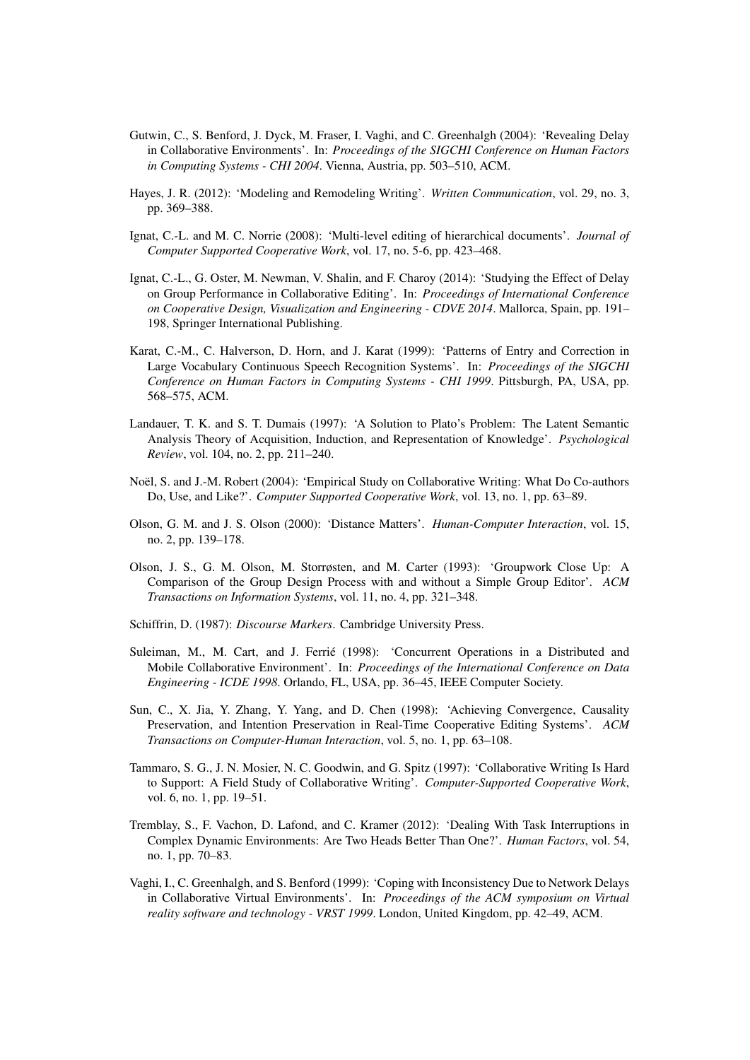Gutwin, C., S. Benford, J. Dyck, M. Fraser, I. Vaghi, and C. Greenhalgh (2004): 'Revealing Delay in Collaborative Environments'. In: *Proceedings of the SIGCHI Conference on Human Factors in Computing Systems - CHI 2004*. Vienna, Austria, pp. 503–510, ACM.

Hayes, J. R. (2012): 'Modeling and Remodeling Writing'. *Written Communication*, vol. 29, no. 3, pp. 369–388.

Ignat, C.-L. and M. C. Norrie (2008): 'Multi-level editing of hierarchical documents'. *Journal of Computer Supported Cooperative Work*, vol. 17, no. 5-6, pp. 423–468.

Ignat, C.-L., G. Oster, M. Newman, V. Shalin, and F. Charoy (2014): 'Studying the Effect of Delay on Group Performance in Collaborative Editing'. In: *Proceedings of International Conference on Cooperative Design, Visualization and Engineering - CDVE 2014*. Mallorca, Spain, pp. 191–198, Springer International Publishing.

Karat, C.-M., C. Halverson, D. Horn, and J. Karat (1999): 'Patterns of Entry and Correction in Large Vocabulary Continuous Speech Recognition Systems'. In: *Proceedings of the SIGCHI Conference on Human Factors in Computing Systems - CHI 1999*. Pittsburgh, PA, USA, pp. 568–575, ACM.

Landauer, T. K. and S. T. Dumais (1997): 'A Solution to Plato's Problem: The Latent Semantic Analysis Theory of Acquisition, Induction, and Representation of Knowledge'. *Psychological Review*, vol. 104, no. 2, pp. 211–240.

Noël, S. and J.-M. Robert (2004): 'Empirical Study on Collaborative Writing: What Do Co-authors Do, Use, and Like?'. *Computer Supported Cooperative Work*, vol. 13, no. 1, pp. 63–89.

Olson, G. M. and J. S. Olson (2000): 'Distance Matters'. *Human-Computer Interaction*, vol. 15, no. 2, pp. 139–178.

Olson, J. S., G. M. Olson, M. Storrøsten, and M. Carter (1993): 'Groupwork Close Up: A Comparison of the Group Design Process with and without a Simple Group Editor'. *ACM Transactions on Information Systems*, vol. 11, no. 4, pp. 321–348.

Schiffrin, D. (1987): *Discourse Markers*. Cambridge University Press.

Suleiman, M., M. Cart, and J. Ferrié (1998): 'Concurrent Operations in a Distributed and Mobile Collaborative Environment'. In: *Proceedings of the International Conference on Data Engineering - ICDE 1998*. Orlando, FL, USA, pp. 36–45, IEEE Computer Society.

Sun, C., X. Jia, Y. Zhang, Y. Yang, and D. Chen (1998): 'Achieving Convergence, Causality Preservation, and Intention Preservation in Real-Time Cooperative Editing Systems'. *ACM Transactions on Computer-Human Interaction*, vol. 5, no. 1, pp. 63–108.

Tammaro, S. G., J. N. Mosier, N. C. Goodwin, and G. Spitz (1997): 'Collaborative Writing Is Hard to Support: A Field Study of Collaborative Writing'. *Computer-Supported Cooperative Work*, vol. 6, no. 1, pp. 19–51.

Tremblay, S., F. Vachon, D. Lafond, and C. Kramer (2012): 'Dealing With Task Interruptions in Complex Dynamic Environments: Are Two Heads Better Than One?'. *Human Factors*, vol. 54, no. 1, pp. 70–83.

Vaghi, I., C. Greenhalgh, and S. Benford (1999): 'Coping with Inconsistency Due to Network Delays in Collaborative Virtual Environments'. In: *Proceedings of the ACM symposium on Virtual reality software and technology - VRST 1999*. London, United Kingdom, pp. 42–49, ACM.